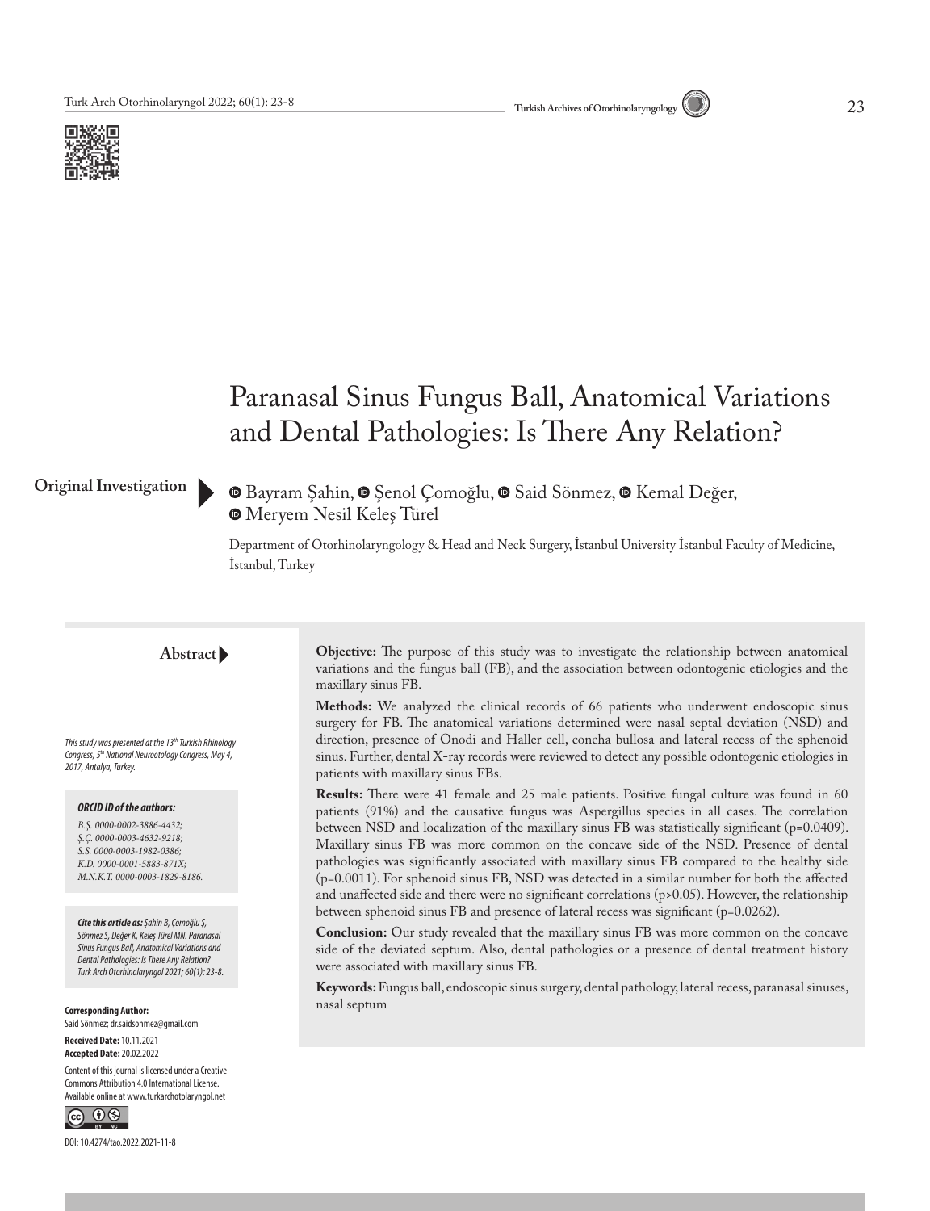# Paranasal Sinus Fungus Ball, Anatomical Variations and Dental Pathologies: Is There Any Relation?

**Original Investigation**

Bayram Şahin, Şenol Çomoğlu, Said Sönmez, Kemal Değer, Meryem Nesil Keleş Türel

Department of Otorhinolaryngology & Head and Neck Surgery, İstanbul University İstanbul Faculty of Medicine, İstanbul, Turkey

## Abstract

**Objective:** The purpose of this study was to investigate the relationship between anatomical variations and the fungus ball (FB), and the association between odontogenic etiologies and the maxillary sinus FB.

**Methods:** We analyzed the clinical records of 66 patients who underwent endoscopic sinus surgery for FB. The anatomical variations determined were nasal septal deviation (NSD) and direction, presence of Onodi and Haller cell, concha bullosa and lateral recess of the sphenoid sinus. Further, dental X-ray records were reviewed to detect any possible odontogenic etiologies in patients with maxillary sinus FBs.

**Results:** There were 41 female and 25 male patients. Positive fungal culture was found in 60 patients (91%) and the causative fungus was Aspergillus species in all cases. The correlation between NSD and localization of the maxillary sinus FB was statistically significant (p=0.0409). Maxillary sinus FB was more common on the concave side of the NSD. Presence of dental pathologies was significantly associated with maxillary sinus FB compared to the healthy side (p=0.0011). For sphenoid sinus FB, NSD was detected in a similar number for both the affected and unaffected side and there were no significant correlations (p>0.05). However, the relationship between sphenoid sinus FB and presence of lateral recess was significant (p=0.0262).

**Conclusion:** Our study revealed that the maxillary sinus FB was more common on the concave side of the deviated septum. Also, dental pathologies or a presence of dental treatment history were associated with maxillary sinus FB.

**Keywords:** Fungus ball, endoscopic sinus surgery, dental pathology, lateral recess, paranasal sinuses, nasal septum

*This study was presented at the 13th Turkish Rhinology Congress, 5th National Neurootology Congress, May 4, 2017, Antalya, Turkey.*

***ORCID ID of the authors:***

*B.Ş. 0000-0002-3886-4432;*
*Ş.Ç. 0000-0003-4632-9218;*
*S.S. 0000-0003-1982-0386;*
*K.D. 0000-0001-5883-871X;*
*M.N.K.T. 0000-0003-1829-8186.*

***Cite this article as:*** *Şahin B, Çomoğlu Ş, Sönmez S, Değer K, Keleş Türel MN. Paranasal Sinus Fungus Ball, Anatomical Variations and Dental Pathologies: Is There Any Relation? Turk Arch Otorhinolaryngol 2021; 60(1): 23-8.*

**Corresponding Author:**
Said Sönmez; dr.saidsonmez@gmail.com

**Received Date:** 10.11.2021
**Accepted Date:** 20.02.2022

Content of this journal is licensed under a Creative Commons Attribution 4.0 International License. Available online at www.turkarchotolaryngol.net

DOI: 10.4274/tao.2022.2021-11-8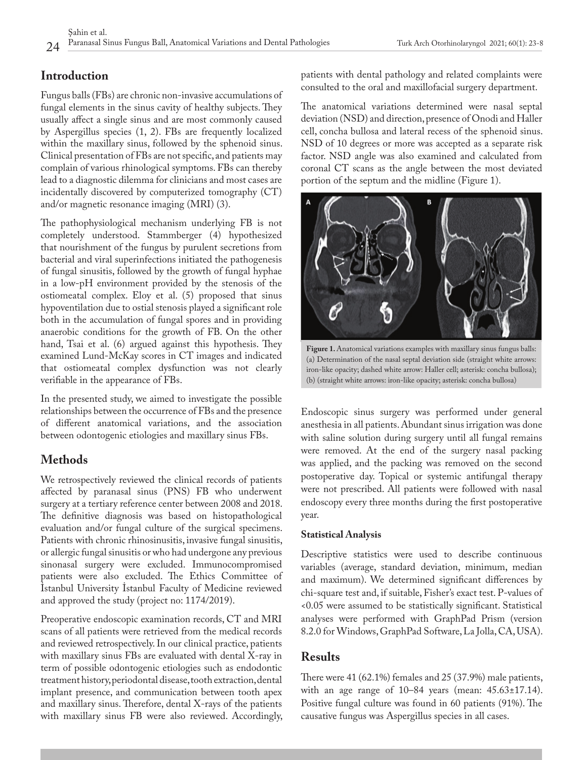## Introduction

Fungus balls (FBs) are chronic non-invasive accumulations of fungal elements in the sinus cavity of healthy subjects. They usually affect a single sinus and are most commonly caused by Aspergillus species (1, 2). FBs are frequently localized within the maxillary sinus, followed by the sphenoid sinus. Clinical presentation of FBs are not specific, and patients may complain of various rhinological symptoms. FBs can thereby lead to a diagnostic dilemma for clinicians and most cases are incidentally discovered by computerized tomography (CT) and/or magnetic resonance imaging (MRI) (3).

The pathophysiological mechanism underlying FB is not completely understood. Stammberger (4) hypothesized that nourishment of the fungus by purulent secretions from bacterial and viral superinfections initiated the pathogenesis of fungal sinusitis, followed by the growth of fungal hyphae in a low-pH environment provided by the stenosis of the ostiomeatal complex. Eloy et al. (5) proposed that sinus hypoventilation due to ostial stenosis played a significant role both in the accumulation of fungal spores and in providing anaerobic conditions for the growth of FB. On the other hand, Tsai et al. (6) argued against this hypothesis. They examined Lund-McKay scores in CT images and indicated that ostiomeatal complex dysfunction was not clearly verifiable in the appearance of FBs.

In the presented study, we aimed to investigate the possible relationships between the occurrence of FBs and the presence of different anatomical variations, and the association between odontogenic etiologies and maxillary sinus FBs.

## Methods

We retrospectively reviewed the clinical records of patients affected by paranasal sinus (PNS) FB who underwent surgery at a tertiary reference center between 2008 and 2018. The definitive diagnosis was based on histopathological evaluation and/or fungal culture of the surgical specimens. Patients with chronic rhinosinusitis, invasive fungal sinusitis, or allergic fungal sinusitis or who had undergone any previous sinonasal surgery were excluded. Immunocompromised patients were also excluded. The Ethics Committee of İstanbul University İstanbul Faculty of Medicine reviewed and approved the study (project no: 1174/2019).

Preoperative endoscopic examination records, CT and MRI scans of all patients were retrieved from the medical records and reviewed retrospectively. In our clinical practice, patients with maxillary sinus FBs are evaluated with dental X-ray in term of possible odontogenic etiologies such as endodontic treatment history, periodontal disease, tooth extraction, dental implant presence, and communication between tooth apex and maxillary sinus. Therefore, dental X-rays of the patients with maxillary sinus FB were also reviewed. Accordingly, patients with dental pathology and related complaints were consulted to the oral and maxillofacial surgery department.

The anatomical variations determined were nasal septal deviation (NSD) and direction, presence of Onodi and Haller cell, concha bullosa and lateral recess of the sphenoid sinus. NSD of 10 degrees or more was accepted as a separate risk factor. NSD angle was also examined and calculated from coronal CT scans as the angle between the most deviated portion of the septum and the midline (Figure 1).

**Figure 1.** Anatomical variations examples with maxillary sinus fungus balls: (a) Determination of the nasal septal deviation side (straight white arrows: iron-like opacity; dashed white arrow: Haller cell; asterisk: concha bullosa); (b) (straight white arrows: iron-like opacity; asterisk: concha bullosa)

Endoscopic sinus surgery was performed under general anesthesia in all patients. Abundant sinus irrigation was done with saline solution during surgery until all fungal remains were removed. At the end of the surgery nasal packing was applied, and the packing was removed on the second postoperative day. Topical or systemic antifungal therapy were not prescribed. All patients were followed with nasal endoscopy every three months during the first postoperative year.

### Statistical Analysis

Descriptive statistics were used to describe continuous variables (average, standard deviation, minimum, median and maximum). We determined significant differences by chi-square test and, if suitable, Fisher's exact test. P-values of <0.05 were assumed to be statistically significant. Statistical analyses were performed with GraphPad Prism (version 8.2.0 for Windows, GraphPad Software, La Jolla, CA, USA).

## Results

There were 41 (62.1%) females and 25 (37.9%) male patients, with an age range of 10–84 years (mean: 45.63±17.14). Positive fungal culture was found in 60 patients (91%). The causative fungus was Aspergillus species in all cases.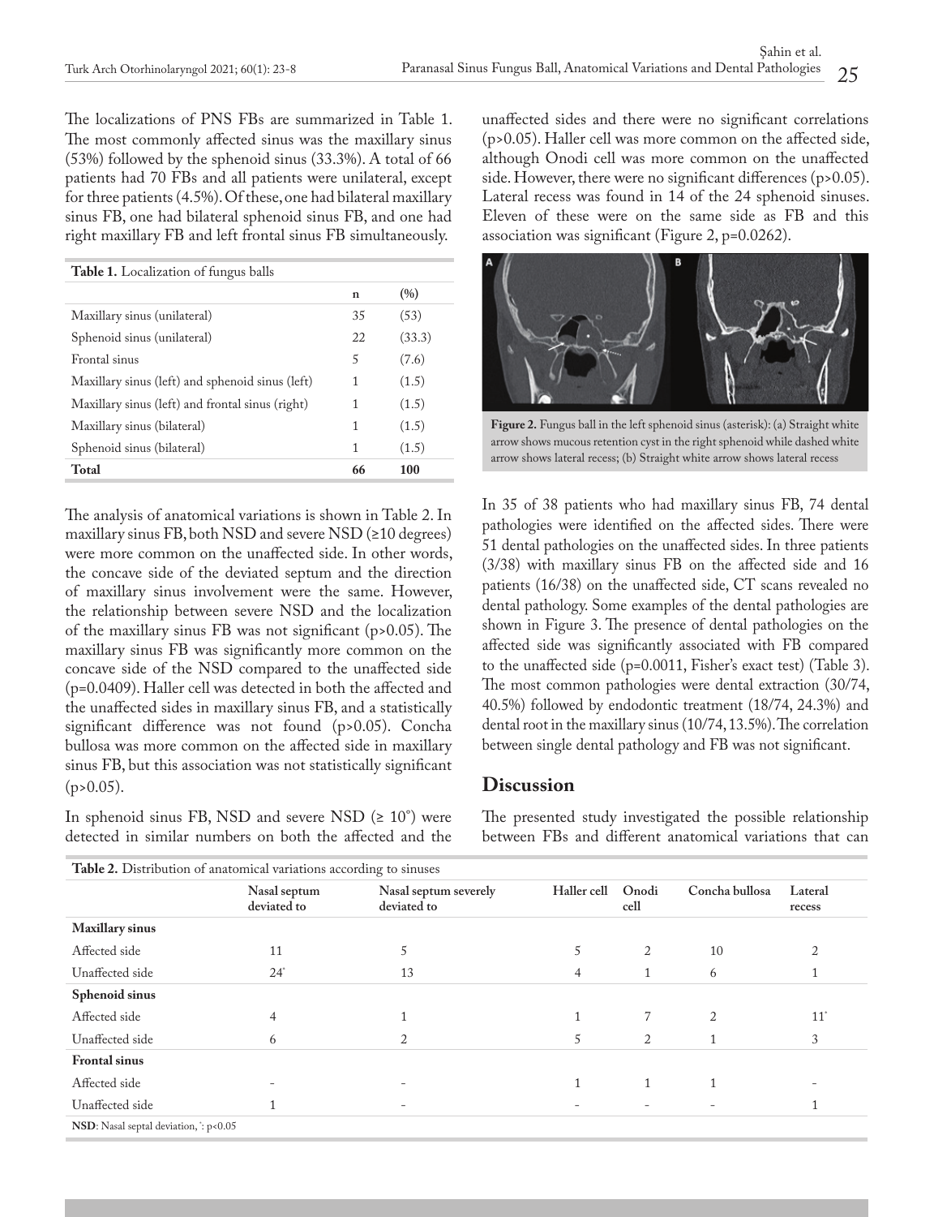The localizations of PNS FBs are summarized in Table 1. The most commonly affected sinus was the maxillary sinus (53%) followed by the sphenoid sinus (33.3%). A total of 66 patients had 70 FBs and all patients were unilateral, except for three patients (4.5%). Of these, one had bilateral maxillary sinus FB, one had bilateral sphenoid sinus FB, and one had right maxillary FB and left frontal sinus FB simultaneously.

**Table 1.** Localization of fungus balls

| | n | (%) |
|---|---|---|
| Maxillary sinus (unilateral) | 35 | (53) |
| Sphenoid sinus (unilateral) | 22 | (33.3) |
| Frontal sinus | 5 | (7.6) |
| Maxillary sinus (left) and sphenoid sinus (left) | 1 | (1.5) |
| Maxillary sinus (left) and frontal sinus (right) | 1 | (1.5) |
| Maxillary sinus (bilateral) | 1 | (1.5) |
| Sphenoid sinus (bilateral) | 1 | (1.5) |
| **Total** | **66** | **100** |

The analysis of anatomical variations is shown in Table 2. In maxillary sinus FB, both NSD and severe NSD (≥10 degrees) were more common on the unaffected side. In other words, the concave side of the deviated septum and the direction of maxillary sinus involvement were the same. However, the relationship between severe NSD and the localization of the maxillary sinus FB was not significant (p>0.05). The maxillary sinus FB was significantly more common on the concave side of the NSD compared to the unaffected side (p=0.0409). Haller cell was detected in both the affected and the unaffected sides in maxillary sinus FB, and a statistically significant difference was not found (p>0.05). Concha bullosa was more common on the affected side in maxillary sinus FB, but this association was not statistically significant (p>0.05).

In sphenoid sinus FB, NSD and severe NSD (≥ 10°) were detected in similar numbers on both the affected and the unaffected sides and there were no significant correlations (p>0.05). Haller cell was more common on the affected side, although Onodi cell was more common on the unaffected side. However, there were no significant differences (p>0.05). Lateral recess was found in 14 of the 24 sphenoid sinuses. Eleven of these were on the same side as FB and this association was significant (Figure 2, p=0.0262).

**Figure 2.** Fungus ball in the left sphenoid sinus (asterisk): (a) Straight white arrow shows mucous retention cyst in the right sphenoid while dashed white arrow shows lateral recess; (b) Straight white arrow shows lateral recess

In 35 of 38 patients who had maxillary sinus FB, 74 dental pathologies were identified on the affected sides. There were 51 dental pathologies on the unaffected sides. In three patients (3/38) with maxillary sinus FB on the affected side and 16 patients (16/38) on the unaffected side, CT scans revealed no dental pathology. Some examples of the dental pathologies are shown in Figure 3. The presence of dental pathologies on the affected side was significantly associated with FB compared to the unaffected side (p=0.0011, Fisher's exact test) (Table 3). The most common pathologies were dental extraction (30/74, 40.5%) followed by endodontic treatment (18/74, 24.3%) and dental root in the maxillary sinus (10/74, 13.5%). The correlation between single dental pathology and FB was not significant.

## Discussion

The presented study investigated the possible relationship between FBs and different anatomical variations that can

**Table 2.** Distribution of anatomical variations according to sinuses

| | Nasal septum deviated to | Nasal septum severely deviated to | Haller cell | Onodi cell | Concha bullosa | Lateral recess |
|---|---|---|---|---|---|---|
| **Maxillary sinus** | | | | | | |
| Affected side | 11 | 5 | 5 | 2 | 10 | 2 |
| Unaffected side | 24* | 13 | 4 | 1 | 6 | 1 |
| **Sphenoid sinus** | | | | | | |
| Affected side | 4 | 1 | 1 | 7 | 2 | 11* |
| Unaffected side | 6 | 2 | 5 | 2 | 1 | 3 |
| **Frontal sinus** | | | | | | |
| Affected side | - | - | 1 | 1 | 1 | - |
| Unaffected side | 1 | - | - | - | - | 1 |

**NSD**: Nasal septal deviation, *: p<0.05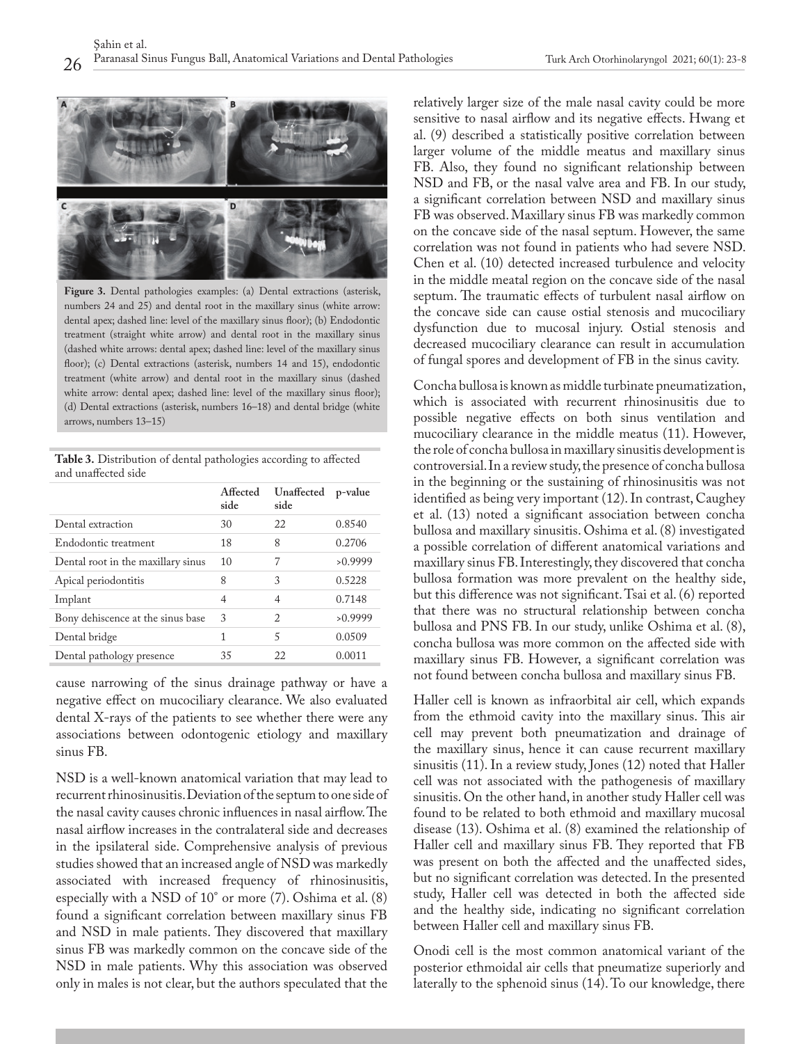Figure 3. Dental pathologies examples: (a) Dental extractions (asterisk, numbers 24 and 25) and dental root in the maxillary sinus (white arrow: dental apex; dashed line: level of the maxillary sinus floor); (b) Endodontic treatment (straight white arrow) and dental root in the maxillary sinus (dashed white arrows: dental apex; dashed line: level of the maxillary sinus floor); (c) Dental extractions (asterisk, numbers 14 and 15), endodontic treatment (white arrow) and dental root in the maxillary sinus (dashed white arrow: dental apex; dashed line: level of the maxillary sinus floor); (d) Dental extractions (asterisk, numbers 16–18) and dental bridge (white arrows, numbers 13–15)

**Table 3.** Distribution of dental pathologies according to affected and unaffected side

| | Affected side | Unaffected side | p-value |
|---|---|---|---|
| Dental extraction | 30 | 22 | 0.8540 |
| Endodontic treatment | 18 | 8 | 0.2706 |
| Dental root in the maxillary sinus | 10 | 7 | >0.9999 |
| Apical periodontitis | 8 | 3 | 0.5228 |
| Implant | 4 | 4 | 0.7148 |
| Bony dehiscence at the sinus base | 3 | 2 | >0.9999 |
| Dental bridge | 1 | 5 | 0.0509 |
| Dental pathology presence | 35 | 22 | 0.0011 |

cause narrowing of the sinus drainage pathway or have a negative effect on mucociliary clearance. We also evaluated dental X-rays of the patients to see whether there were any associations between odontogenic etiology and maxillary sinus FB.

NSD is a well-known anatomical variation that may lead to recurrent rhinosinusitis. Deviation of the septum to one side of the nasal cavity causes chronic influences in nasal airflow. The nasal airflow increases in the contralateral side and decreases in the ipsilateral side. Comprehensive analysis of previous studies showed that an increased angle of NSD was markedly associated with increased frequency of rhinosinusitis, especially with a NSD of 10° or more (7). Oshima et al. (8) found a significant correlation between maxillary sinus FB and NSD in male patients. They discovered that maxillary sinus FB was markedly common on the concave side of the NSD in male patients. Why this association was observed only in males is not clear, but the authors speculated that the relatively larger size of the male nasal cavity could be more sensitive to nasal airflow and its negative effects. Hwang et al. (9) described a statistically positive correlation between larger volume of the middle meatus and maxillary sinus FB. Also, they found no significant relationship between NSD and FB, or the nasal valve area and FB. In our study, a significant correlation between NSD and maxillary sinus FB was observed. Maxillary sinus FB was markedly common on the concave side of the nasal septum. However, the same correlation was not found in patients who had severe NSD. Chen et al. (10) detected increased turbulence and velocity in the middle meatal region on the concave side of the nasal septum. The traumatic effects of turbulent nasal airflow on the concave side can cause ostial stenosis and mucociliary dysfunction due to mucosal injury. Ostial stenosis and decreased mucociliary clearance can result in accumulation of fungal spores and development of FB in the sinus cavity.

Concha bullosa is known as middle turbinate pneumatization, which is associated with recurrent rhinosinusitis due to possible negative effects on both sinus ventilation and mucociliary clearance in the middle meatus (11). However, the role of concha bullosa in maxillary sinusitis development is controversial. In a review study, the presence of concha bullosa in the beginning or the sustaining of rhinosinusitis was not identified as being very important (12). In contrast, Caughey et al. (13) noted a significant association between concha bullosa and maxillary sinusitis. Oshima et al. (8) investigated a possible correlation of different anatomical variations and maxillary sinus FB. Interestingly, they discovered that concha bullosa formation was more prevalent on the healthy side, but this difference was not significant. Tsai et al. (6) reported that there was no structural relationship between concha bullosa and PNS FB. In our study, unlike Oshima et al. (8), concha bullosa was more common on the affected side with maxillary sinus FB. However, a significant correlation was not found between concha bullosa and maxillary sinus FB.

Haller cell is known as infraorbital air cell, which expands from the ethmoid cavity into the maxillary sinus. This air cell may prevent both pneumatization and drainage of the maxillary sinus, hence it can cause recurrent maxillary sinusitis (11). In a review study, Jones (12) noted that Haller cell was not associated with the pathogenesis of maxillary sinusitis. On the other hand, in another study Haller cell was found to be related to both ethmoid and maxillary mucosal disease (13). Oshima et al. (8) examined the relationship of Haller cell and maxillary sinus FB. They reported that FB was present on both the affected and the unaffected sides, but no significant correlation was detected. In the presented study, Haller cell was detected in both the affected side and the healthy side, indicating no significant correlation between Haller cell and maxillary sinus FB.

Onodi cell is the most common anatomical variant of the posterior ethmoidal air cells that pneumatize superiorly and laterally to the sphenoid sinus (14). To our knowledge, there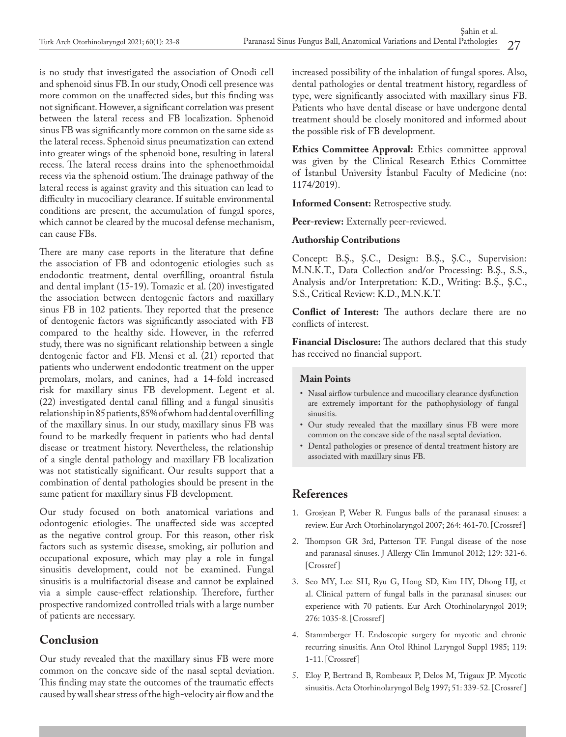is no study that investigated the association of Onodi cell and sphenoid sinus FB. In our study, Onodi cell presence was more common on the unaffected sides, but this finding was not significant. However, a significant correlation was present between the lateral recess and FB localization. Sphenoid sinus FB was significantly more common on the same side as the lateral recess. Sphenoid sinus pneumatization can extend into greater wings of the sphenoid bone, resulting in lateral recess. The lateral recess drains into the sphenoethmoidal recess via the sphenoid ostium. The drainage pathway of the lateral recess is against gravity and this situation can lead to difficulty in mucociliary clearance. If suitable environmental conditions are present, the accumulation of fungal spores, which cannot be cleared by the mucosal defense mechanism, can cause FBs.

There are many case reports in the literature that define the association of FB and odontogenic etiologies such as endodontic treatment, dental overfilling, oroantral fistula and dental implant (15-19). Tomazic et al. (20) investigated the association between dentogenic factors and maxillary sinus FB in 102 patients. They reported that the presence of dentogenic factors was significantly associated with FB compared to the healthy side. However, in the referred study, there was no significant relationship between a single dentogenic factor and FB. Mensi et al. (21) reported that patients who underwent endodontic treatment on the upper premolars, molars, and canines, had a 14-fold increased risk for maxillary sinus FB development. Legent et al. (22) investigated dental canal filling and a fungal sinusitis relationship in 85 patients, 85% of whom had dental overfilling of the maxillary sinus. In our study, maxillary sinus FB was found to be markedly frequent in patients who had dental disease or treatment history. Nevertheless, the relationship of a single dental pathology and maxillary FB localization was not statistically significant. Our results support that a combination of dental pathologies should be present in the same patient for maxillary sinus FB development.

Our study focused on both anatomical variations and odontogenic etiologies. The unaffected side was accepted as the negative control group. For this reason, other risk factors such as systemic disease, smoking, air pollution and occupational exposure, which may play a role in fungal sinusitis development, could not be examined. Fungal sinusitis is a multifactorial disease and cannot be explained via a simple cause-effect relationship. Therefore, further prospective randomized controlled trials with a large number of patients are necessary.

## Conclusion

Our study revealed that the maxillary sinus FB were more common on the concave side of the nasal septal deviation. This finding may state the outcomes of the traumatic effects caused by wall shear stress of the high-velocity air flow and the increased possibility of the inhalation of fungal spores. Also, dental pathologies or dental treatment history, regardless of type, were significantly associated with maxillary sinus FB. Patients who have dental disease or have undergone dental treatment should be closely monitored and informed about the possible risk of FB development.

**Ethics Committee Approval:** Ethics committee approval was given by the Clinical Research Ethics Committee of İstanbul University İstanbul Faculty of Medicine (no: 1174/2019).

**Informed Consent:** Retrospective study.

**Peer-review:** Externally peer-reviewed.

**Authorship Contributions**

Concept: B.Ş., Ş.C., Design: B.Ş., Ş.C., Supervision: M.N.K.T., Data Collection and/or Processing: B.Ş., S.S., Analysis and/or Interpretation: K.D., Writing: B.Ş., Ş.C., S.S., Critical Review: K.D., M.N.K.T.

**Conflict of Interest:** The authors declare there are no conflicts of interest.

**Financial Disclosure:** The authors declared that this study has received no financial support.

**Main Points**

- Nasal airflow turbulence and mucociliary clearance dysfunction are extremely important for the pathophysiology of fungal sinusitis.
- Our study revealed that the maxillary sinus FB were more common on the concave side of the nasal septal deviation.
- Dental pathologies or presence of dental treatment history are associated with maxillary sinus FB.

## References

1. Grosjean P, Weber R. Fungus balls of the paranasal sinuses: a review. Eur Arch Otorhinolaryngol 2007; 264: 461-70. [Crossref]
2. Thompson GR 3rd, Patterson TF. Fungal disease of the nose and paranasal sinuses. J Allergy Clin Immunol 2012; 129: 321-6. [Crossref]
3. Seo MY, Lee SH, Ryu G, Hong SD, Kim HY, Dhong HJ, et al. Clinical pattern of fungal balls in the paranasal sinuses: our experience with 70 patients. Eur Arch Otorhinolaryngol 2019; 276: 1035-8. [Crossref]
4. Stammberger H. Endoscopic surgery for mycotic and chronic recurring sinusitis. Ann Otol Rhinol Laryngol Suppl 1985; 119: 1-11. [Crossref]
5. Eloy P, Bertrand B, Rombeaux P, Delos M, Trigaux JP. Mycotic sinusitis. Acta Otorhinolaryngol Belg 1997; 51: 339-52. [Crossref]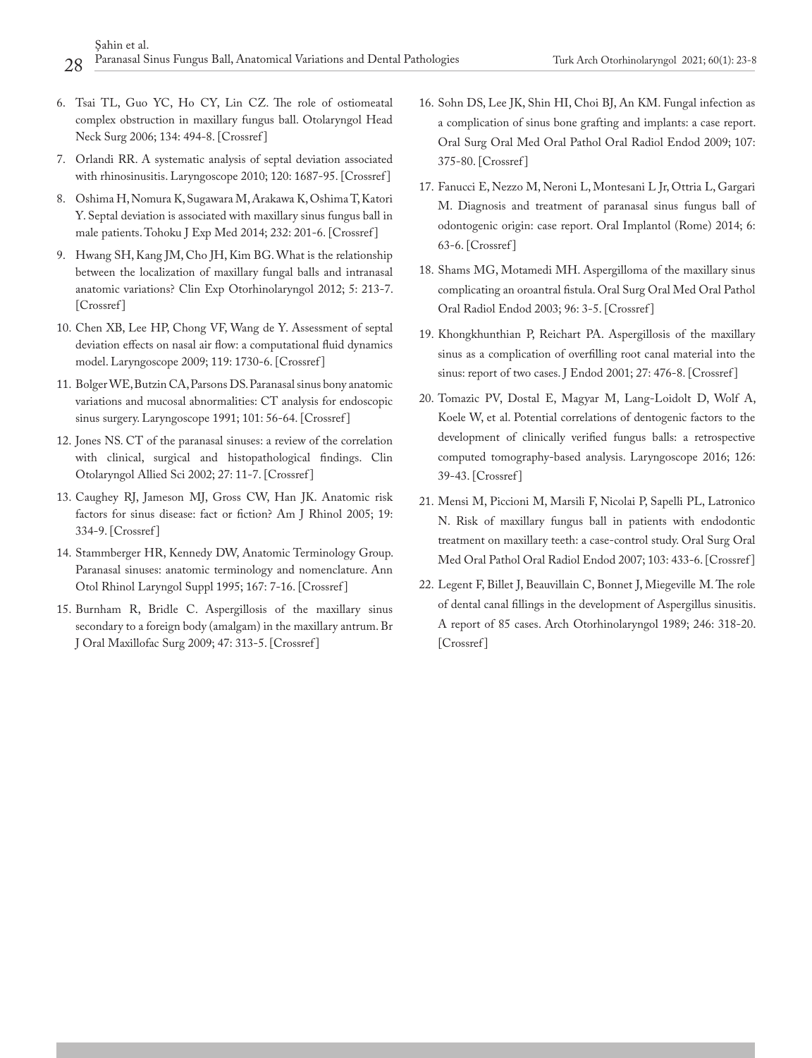6. Tsai TL, Guo YC, Ho CY, Lin CZ. The role of ostiomeatal complex obstruction in maxillary fungus ball. Otolaryngol Head Neck Surg 2006; 134: 494-8. [Crossref]
7. Orlandi RR. A systematic analysis of septal deviation associated with rhinosinusitis. Laryngoscope 2010; 120: 1687-95. [Crossref]
8. Oshima H, Nomura K, Sugawara M, Arakawa K, Oshima T, Katori Y. Septal deviation is associated with maxillary sinus fungus ball in male patients. Tohoku J Exp Med 2014; 232: 201-6. [Crossref]
9. Hwang SH, Kang JM, Cho JH, Kim BG. What is the relationship between the localization of maxillary fungal balls and intranasal anatomic variations? Clin Exp Otorhinolaryngol 2012; 5: 213-7. [Crossref]
10. Chen XB, Lee HP, Chong VF, Wang de Y. Assessment of septal deviation effects on nasal air flow: a computational fluid dynamics model. Laryngoscope 2009; 119: 1730-6. [Crossref]
11. Bolger WE, Butzin CA, Parsons DS. Paranasal sinus bony anatomic variations and mucosal abnormalities: CT analysis for endoscopic sinus surgery. Laryngoscope 1991; 101: 56-64. [Crossref]
12. Jones NS. CT of the paranasal sinuses: a review of the correlation with clinical, surgical and histopathological findings. Clin Otolaryngol Allied Sci 2002; 27: 11-7. [Crossref]
13. Caughey RJ, Jameson MJ, Gross CW, Han JK. Anatomic risk factors for sinus disease: fact or fiction? Am J Rhinol 2005; 19: 334-9. [Crossref]
14. Stammberger HR, Kennedy DW, Anatomic Terminology Group. Paranasal sinuses: anatomic terminology and nomenclature. Ann Otol Rhinol Laryngol Suppl 1995; 167: 7-16. [Crossref]
15. Burnham R, Bridle C. Aspergillosis of the maxillary sinus secondary to a foreign body (amalgam) in the maxillary antrum. Br J Oral Maxillofac Surg 2009; 47: 313-5. [Crossref]
16. Sohn DS, Lee JK, Shin HI, Choi BJ, An KM. Fungal infection as a complication of sinus bone grafting and implants: a case report. Oral Surg Oral Med Oral Pathol Oral Radiol Endod 2009; 107: 375-80. [Crossref]
17. Fanucci E, Nezzo M, Neroni L, Montesani L Jr, Ottria L, Gargari M. Diagnosis and treatment of paranasal sinus fungus ball of odontogenic origin: case report. Oral Implantol (Rome) 2014; 6: 63-6. [Crossref]
18. Shams MG, Motamedi MH. Aspergilloma of the maxillary sinus complicating an oroantral fistula. Oral Surg Oral Med Oral Pathol Oral Radiol Endod 2003; 96: 3-5. [Crossref]
19. Khongkhunthian P, Reichart PA. Aspergillosis of the maxillary sinus as a complication of overfilling root canal material into the sinus: report of two cases. J Endod 2001; 27: 476-8. [Crossref]
20. Tomazic PV, Dostal E, Magyar M, Lang-Loidolt D, Wolf A, Koele W, et al. Potential correlations of dentogenic factors to the development of clinically verified fungus balls: a retrospective computed tomography-based analysis. Laryngoscope 2016; 126: 39-43. [Crossref]
21. Mensi M, Piccioni M, Marsili F, Nicolai P, Sapelli PL, Latronico N. Risk of maxillary fungus ball in patients with endodontic treatment on maxillary teeth: a case-control study. Oral Surg Oral Med Oral Pathol Oral Radiol Endod 2007; 103: 433-6. [Crossref]
22. Legent F, Billet J, Beauvillain C, Bonnet J, Miegeville M. The role of dental canal fillings in the development of Aspergillus sinusitis. A report of 85 cases. Arch Otorhinolaryngol 1989; 246: 318-20. [Crossref]